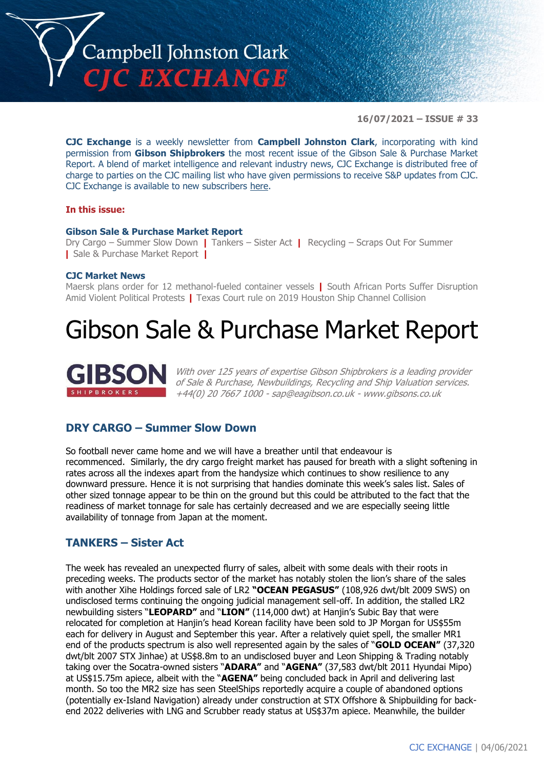# Campbell Johnston Clark
## CJC EXCHANGE

**16/07/2021 – ISSUE # 33**

**CJC Exchange** is a weekly newsletter from **Campbell Johnston Clark**, incorporating with kind permission from **Gibson Shipbrokers** the most recent issue of the Gibson Sale & Purchase Market Report. A blend of market intelligence and relevant industry news, CJC Exchange is distributed free of charge to parties on the CJC mailing list who have given permissions to receive S&P updates from CJC. CJC Exchange is available to new subscribers here.

**In this issue:**

**Gibson Sale & Purchase Market Report**
Dry Cargo – Summer Slow Down | Tankers – Sister Act | Recycling – Scraps Out For Summer | Sale & Purchase Market Report |

**CJC Market News**
Maersk plans order for 12 methanol-fueled container vessels | South African Ports Suffer Disruption Amid Violent Political Protests | Texas Court rule on 2019 Houston Ship Channel Collision

# Gibson Sale & Purchase Market Report

**GIBSON** SHIPBROKERS

*With over 125 years of expertise Gibson Shipbrokers is a leading provider of Sale & Purchase, Newbuildings, Recycling and Ship Valuation services. +44(0) 20 7667 1000 - sap@eagibson.co.uk - www.gibsons.co.uk*

## DRY CARGO – Summer Slow Down

So football never came home and we will have a breather until that endeavour is recommenced. Similarly, the dry cargo freight market has paused for breath with a slight softening in rates across all the indexes apart from the handysize which continues to show resilience to any downward pressure. Hence it is not surprising that handies dominate this week's sales list. Sales of other sized tonnage appear to be thin on the ground but this could be attributed to the fact that the readiness of market tonnage for sale has certainly decreased and we are especially seeing little availability of tonnage from Japan at the moment.

## TANKERS – Sister Act

The week has revealed an unexpected flurry of sales, albeit with some deals with their roots in preceding weeks. The products sector of the market has notably stolen the lion's share of the sales with another Xihe Holdings forced sale of LR2 **"OCEAN PEGASUS"** (108,926 dwt/blt 2009 SWS) on undisclosed terms continuing the ongoing judicial management sell-off. In addition, the stalled LR2 newbuilding sisters **"LEOPARD"** and **"LION"** (114,000 dwt) at Hanjin's Subic Bay that were relocated for completion at Hanjin's head Korean facility have been sold to JP Morgan for US$55m each for delivery in August and September this year. After a relatively quiet spell, the smaller MR1 end of the products spectrum is also well represented again by the sales of **"GOLD OCEAN"** (37,320 dwt/blt 2007 STX Jinhae) at US$8.8m to an undisclosed buyer and Leon Shipping & Trading notably taking over the Socatra-owned sisters **"ADARA"** and **"AGENA"** (37,583 dwt/blt 2011 Hyundai Mipo) at US$15.75m apiece, albeit with the **"AGENA"** being concluded back in April and delivering last month. So too the MR2 size has seen SteelShips reportedly acquire a couple of abandoned options (potentially ex-Island Navigation) already under construction at STX Offshore & Shipbuilding for back-end 2022 deliveries with LNG and Scrubber ready status at US$37m apiece. Meanwhile, the builder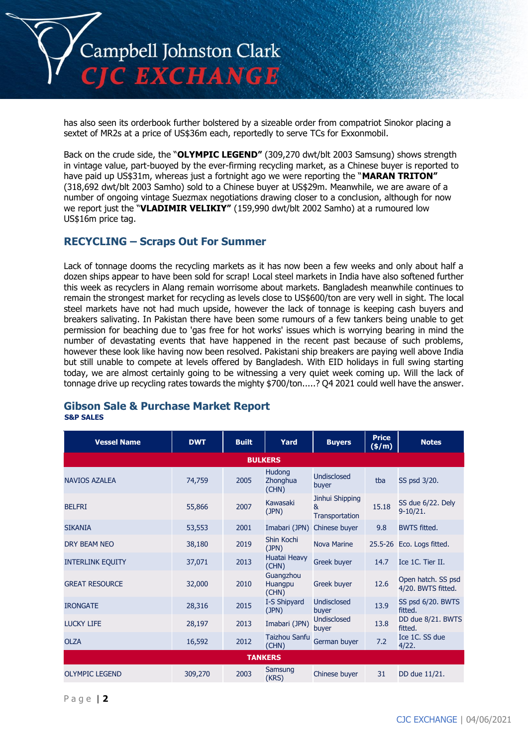has also seen its orderbook further bolstered by a sizeable order from compatriot Sinokor placing a sextet of MR2s at a price of US$36m each, reportedly to serve TCs for Exxonmobil.

Back on the crude side, the "**OLYMPIC LEGEND"** (309,270 dwt/blt 2003 Samsung) shows strength in vintage value, part-buoyed by the ever-firming recycling market, as a Chinese buyer is reported to have paid up US$31m, whereas just a fortnight ago we were reporting the "**MARAN TRITON"** (318,692 dwt/blt 2003 Samho) sold to a Chinese buyer at US$29m. Meanwhile, we are aware of a number of ongoing vintage Suezmax negotiations drawing closer to a conclusion, although for now we report just the "**VLADIMIR VELIKIY"** (159,990 dwt/blt 2002 Samho) at a rumoured low US$16m price tag.

## RECYCLING – Scraps Out For Summer

Lack of tonnage dooms the recycling markets as it has now been a few weeks and only about half a dozen ships appear to have been sold for scrap! Local steel markets in India have also softened further this week as recyclers in Alang remain worrisome about markets. Bangladesh meanwhile continues to remain the strongest market for recycling as levels close to US$600/ton are very well in sight. The local steel markets have not had much upside, however the lack of tonnage is keeping cash buyers and breakers salivating. In Pakistan there have been some rumours of a few tankers being unable to get permission for beaching due to 'gas free for hot works' issues which is worrying bearing in mind the number of devastating events that have happened in the recent past because of such problems, however these look like having now been resolved. Pakistani ship breakers are paying well above India but still unable to compete at levels offered by Bangladesh. With EID holidays in full swing starting today, we are almost certainly going to be witnessing a very quiet week coming up. Will the lack of tonnage drive up recycling rates towards the mighty $700/ton.....? Q4 2021 could well have the answer.

## Gibson Sale & Purchase Market Report

**S&P SALES**

| Vessel Name | DWT | Built | Yard | Buyers | Price ($/m) | Notes |
|---|---|---|---|---|---|---|
| **BULKERS** | | | | | | |
| NAVIOS AZALEA | 74,759 | 2005 | Hudong Zhonghua (CHN) | Undisclosed buyer | tba | SS psd 3/20. |
| BELFRI | 55,866 | 2007 | Kawasaki (JPN) | Jinhui Shipping & Transportation | 15.18 | SS due 6/22. Dely 9-10/21. |
| SIKANIA | 53,553 | 2001 | Imabari (JPN) | Chinese buyer | 9.8 | BWTS fitted. |
| DRY BEAM NEO | 38,180 | 2019 | Shin Kochi (JPN) | Nova Marine | 25.5-26 | Eco. Logs fitted. |
| INTERLINK EQUITY | 37,071 | 2013 | Huatai Heavy (CHN) | Greek buyer | 14.7 | Ice 1C. Tier II. |
| GREAT RESOURCE | 32,000 | 2010 | Guangzhou Huangpu (CHN) | Greek buyer | 12.6 | Open hatch. SS psd 4/20. BWTS fitted. |
| IRONGATE | 28,316 | 2015 | I-S Shipyard (JPN) | Undisclosed buyer | 13.9 | SS psd 6/20. BWTS fitted. |
| LUCKY LIFE | 28,197 | 2013 | Imabari (JPN) | Undisclosed buyer | 13.8 | DD due 8/21. BWTS fitted. |
| OLZA | 16,592 | 2012 | Taizhou Sanfu (CHN) | German buyer | 7.2 | Ice 1C. SS due 4/22. |
| **TANKERS** | | | | | | |
| OLYMPIC LEGEND | 309,270 | 2003 | Samsung (KRS) | Chinese buyer | 31 | DD due 11/21. |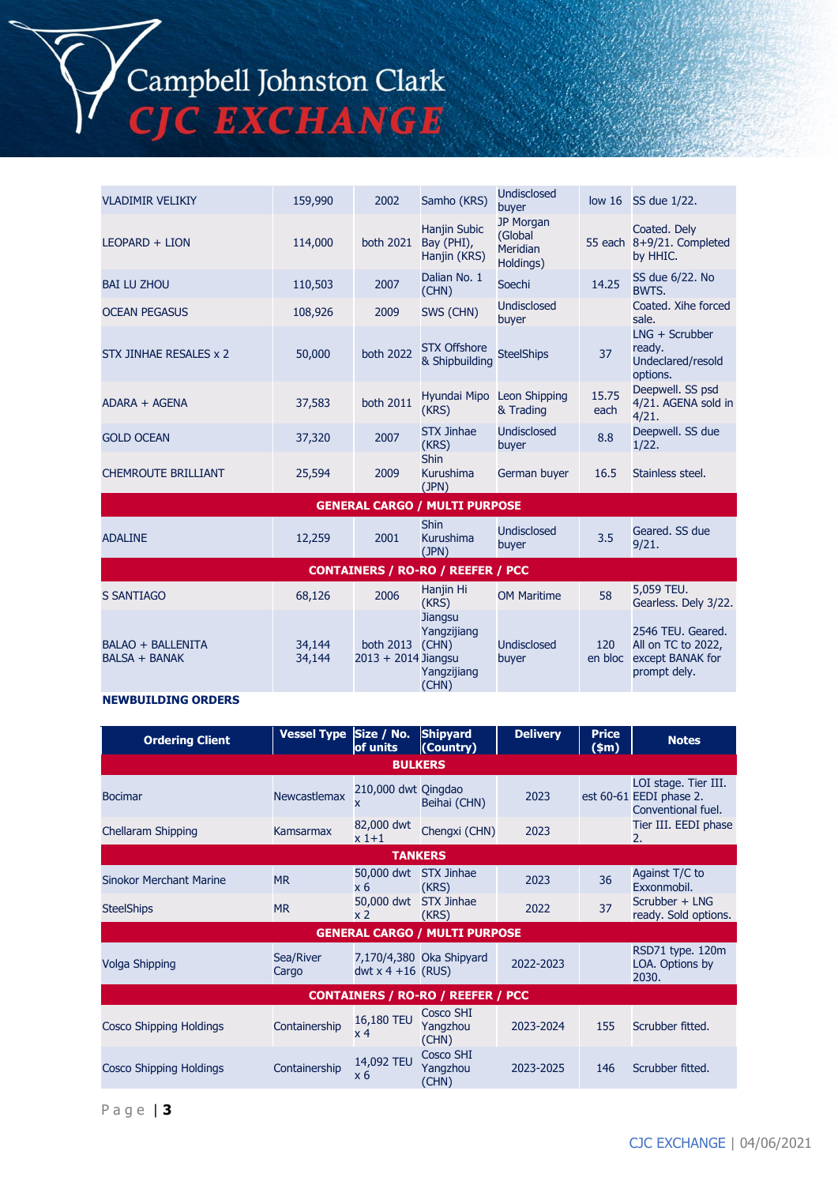| | | | | | | |
|---|---|---|---|---|---|---|
| VLADIMIR VELIKIY | 159,990 | 2002 | Samho (KRS) | Undisclosed buyer | low 16 | SS due 1/22. |
| LEOPARD + LION | 114,000 | both 2021 | Hanjin Subic Bay (PHI), Hanjin (KRS) | JP Morgan (Global Meridian Holdings) | 55 each | Coated. Dely 8+9/21. Completed by HHIC. |
| BAI LU ZHOU | 110,503 | 2007 | Dalian No. 1 (CHN) | Soechi | 14.25 | SS due 6/22. No BWTS. |
| OCEAN PEGASUS | 108,926 | 2009 | SWS (CHN) | Undisclosed buyer | | Coated. Xihe forced sale. |
| STX JINHAE RESALES x 2 | 50,000 | both 2022 | STX Offshore & Shipbuilding | SteelShips | 37 | LNG + Scrubber ready. Undeclared/resold options. |
| ADARA + AGENA | 37,583 | both 2011 | Hyundai Mipo (KRS) | Leon Shipping & Trading | 15.75 each | Deepwell. SS psd 4/21. AGENA sold in 4/21. |
| GOLD OCEAN | 37,320 | 2007 | STX Jinhae (KRS) | Undisclosed buyer | 8.8 | Deepwell. SS due 1/22. |
| CHEMROUTE BRILLIANT | 25,594 | 2009 | Shin Kurushima (JPN) | German buyer | 16.5 | Stainless steel. |
| **GENERAL CARGO / MULTI PURPOSE** | | | | | | |
| ADALINE | 12,259 | 2001 | Shin Kurushima (JPN) | Undisclosed buyer | 3.5 | Geared. SS due 9/21. |
| **CONTAINERS / RO-RO / REEFER / PCC** | | | | | | |
| S SANTIAGO | 68,126 | 2006 | Hanjin Hi (KRS) | OM Maritime | 58 | 5,059 TEU. Gearless. Dely 3/22. |
| BALAO + BALLENITA BALSA + BANAK | 34,144 34,144 | both 2013 2013 + 2014 | Jiangsu Yangzijiang (CHN) Jiangsu Yangzijiang (CHN) | Undisclosed buyer | 120 en bloc | 2546 TEU. Geared. All on TC to 2022, except BANAK for prompt dely. |

**NEWBUILDING ORDERS**

| Ordering Client | Vessel Type | Size / No. of units | Shipyard (Country) | Delivery | Price ($m) | Notes |
|---|---|---|---|---|---|---|
| **BULKERS** | | | | | | |
| Bocimar | Newcastlemax | 210,000 dwt x | Qingdao Beihai (CHN) | 2023 | est 60-61 | LOI stage. Tier III. EEDI phase 2. Conventional fuel. |
| Chellaram Shipping | Kamsarmax | 82,000 dwt x 1+1 | Chengxi (CHN) | 2023 | | Tier III. EEDI phase 2. |
| **TANKERS** | | | | | | |
| Sinokor Merchant Marine | MR | 50,000 dwt x 6 | STX Jinhae (KRS) | 2023 | 36 | Against T/C to Exxonmobil. |
| SteelShips | MR | 50,000 dwt x 2 | STX Jinhae (KRS) | 2022 | 37 | Scrubber + LNG ready. Sold options. |
| **GENERAL CARGO / MULTI PURPOSE** | | | | | | |
| Volga Shipping | Sea/River Cargo | 7,170/4,380 dwt x 4 +16 | Oka Shipyard (RUS) | 2022-2023 | | RSD71 type. 120m LOA. Options by 2030. |
| **CONTAINERS / RO-RO / REEFER / PCC** | | | | | | |
| Cosco Shipping Holdings | Containership | 16,180 TEU x 4 | Cosco SHI Yangzhou (CHN) | 2023-2024 | 155 | Scrubber fitted. |
| Cosco Shipping Holdings | Containership | 14,092 TEU x 6 | Cosco SHI Yangzhou (CHN) | 2023-2025 | 146 | Scrubber fitted. |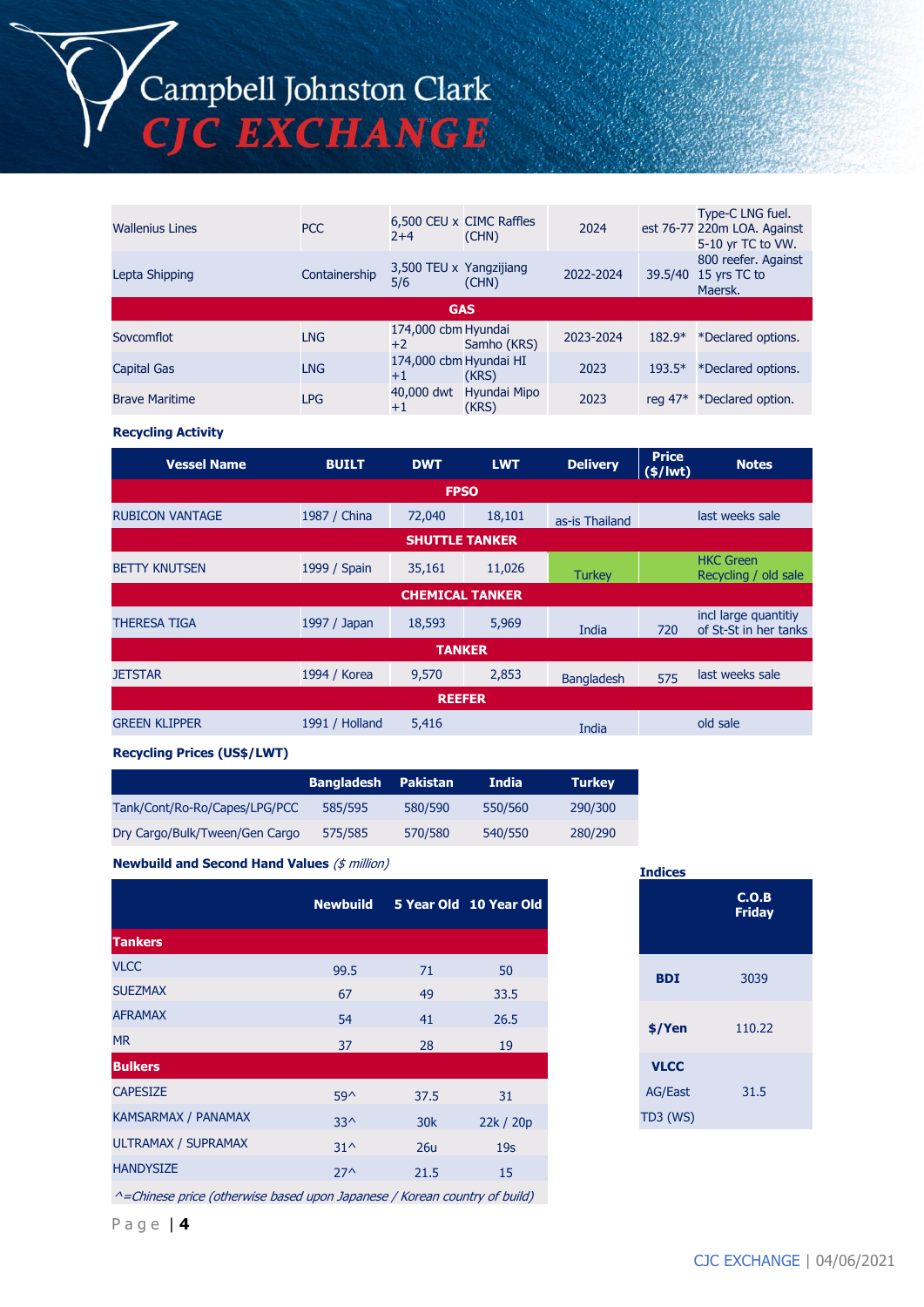| | | | | | | |
|---|---|---|---|---|---|---|
| Wallenius Lines | PCC | 6,500 CEU x 2+4 | CIMC Raffles (CHN) | 2024 | est 76-77 | Type-C LNG fuel. 220m LOA. Against 5-10 yr TC to VW. |
| Lepta Shipping | Containership | 3,500 TEU x 5/6 | Yangzijiang (CHN) | 2022-2024 | 39.5/40 | 800 reefer. Against 15 yrs TC to Maersk. |
| **GAS** | | | | | | |
| Sovcomflot | LNG | 174,000 cbm +2 | Hyundai Samho (KRS) | 2023-2024 | 182.9* | *Declared options. |
| Capital Gas | LNG | 174,000 cbm +1 | Hyundai HI (KRS) | 2023 | 193.5* | *Declared options. |
| Brave Maritime | LPG | 40,000 dwt +1 | Hyundai Mipo (KRS) | 2023 | reg 47* | *Declared option. |

**Recycling Activity**

| Vessel Name | BUILT | DWT | LWT | Delivery | Price ($/lwt) | Notes |
|---|---|---|---|---|---|---|
| **FPSO** | | | | | | |
| RUBICON VANTAGE | 1987 / China | 72,040 | 18,101 | as-is Thailand | | last weeks sale |
| **SHUTTLE TANKER** | | | | | | |
| BETTY KNUTSEN | 1999 / Spain | 35,161 | 11,026 | Turkey | | HKC Green Recycling / old sale |
| **CHEMICAL TANKER** | | | | | | |
| THERESA TIGA | 1997 / Japan | 18,593 | 5,969 | India | 720 | incl large quantitiy of St-St in her tanks |
| **TANKER** | | | | | | |
| JETSTAR | 1994 / Korea | 9,570 | 2,853 | Bangladesh | 575 | last weeks sale |
| **REEFER** | | | | | | |
| GREEN KLIPPER | 1991 / Holland | 5,416 | | India | | old sale |

**Recycling Prices (US$/LWT)**

| | Bangladesh | Pakistan | India | Turkey |
|---|---|---|---|---|
| Tank/Cont/Ro-Ro/Capes/LPG/PCC | 585/595 | 580/590 | 550/560 | 290/300 |
| Dry Cargo/Bulk/Tween/Gen Cargo | 575/585 | 570/580 | 540/550 | 280/290 |

**Newbuild and Second Hand Values** *($ million)*

| | Newbuild | 5 Year Old | 10 Year Old |
|---|---|---|---|
| **Tankers** | | | |
| VLCC | 99.5 | 71 | 50 |
| SUEZMAX | 67 | 49 | 33.5 |
| AFRAMAX | 54 | 41 | 26.5 |
| MR | 37 | 28 | 19 |
| **Bulkers** | | | |
| CAPESIZE | 59^ | 37.5 | 31 |
| KAMSARMAX / PANAMAX | 33^ | 30k | 22k / 20p |
| ULTRAMAX / SUPRAMAX | 31^ | 26u | 19s |
| HANDYSIZE | 27^ | 21.5 | 15 |

*^=Chinese price (otherwise based upon Japanese / Korean country of build)*

**Indices**

| | C.O.B Friday |
|---|---|
| **BDI** | 3039 |
| **$/Yen** | 110.22 |
| **VLCC** | |
| AG/East TD3 (WS) | 31.5 |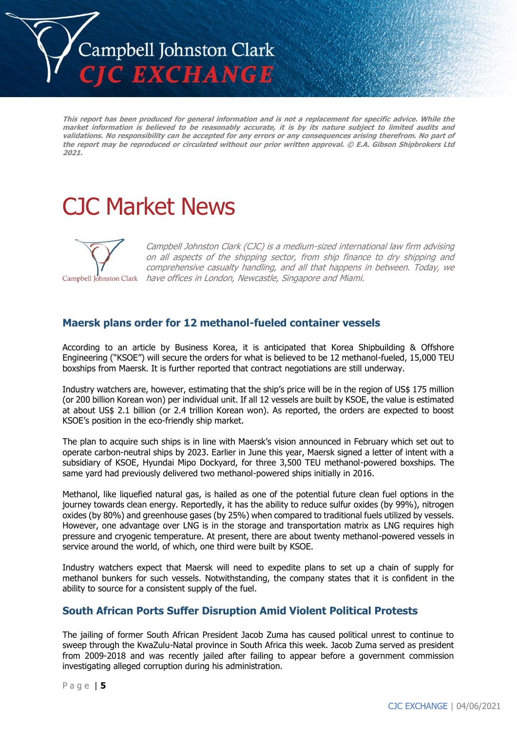*This report has been produced for general information and is not a replacement for specific advice. While the market information is believed to be reasonably accurate, it is by its nature subject to limited audits and validations. No responsibility can be accepted for any errors or any consequences arising therefrom. No part of the report may be reproduced or circulated without our prior written approval. © E.A. Gibson Shipbrokers Ltd 2021.*

# CJC Market News

*Campbell Johnston Clark (CJC) is a medium-sized international law firm advising on all aspects of the shipping sector, from ship finance to dry shipping and comprehensive casualty handling, and all that happens in between. Today, we have offices in London, Newcastle, Singapore and Miami.*

## Maersk plans order for 12 methanol-fueled container vessels

According to an article by Business Korea, it is anticipated that Korea Shipbuilding & Offshore Engineering ("KSOE") will secure the orders for what is believed to be 12 methanol-fueled, 15,000 TEU boxships from Maersk. It is further reported that contract negotiations are still underway.

Industry watchers are, however, estimating that the ship's price will be in the region of US$ 175 million (or 200 billion Korean won) per individual unit. If all 12 vessels are built by KSOE, the value is estimated at about US$ 2.1 billion (or 2.4 trillion Korean won). As reported, the orders are expected to boost KSOE's position in the eco-friendly ship market.

The plan to acquire such ships is in line with Maersk's vision announced in February which set out to operate carbon-neutral ships by 2023. Earlier in June this year, Maersk signed a letter of intent with a subsidiary of KSOE, Hyundai Mipo Dockyard, for three 3,500 TEU methanol-powered boxships. The same yard had previously delivered two methanol-powered ships initially in 2016.

Methanol, like liquefied natural gas, is hailed as one of the potential future clean fuel options in the journey towards clean energy. Reportedly, it has the ability to reduce sulfur oxides (by 99%), nitrogen oxides (by 80%) and greenhouse gases (by 25%) when compared to traditional fuels utilized by vessels. However, one advantage over LNG is in the storage and transportation matrix as LNG requires high pressure and cryogenic temperature. At present, there are about twenty methanol-powered vessels in service around the world, of which, one third were built by KSOE.

Industry watchers expect that Maersk will need to expedite plans to set up a chain of supply for methanol bunkers for such vessels. Notwithstanding, the company states that it is confident in the ability to source for a consistent supply of the fuel.

## South African Ports Suffer Disruption Amid Violent Political Protests

The jailing of former South African President Jacob Zuma has caused political unrest to continue to sweep through the KwaZulu-Natal province in South Africa this week. Jacob Zuma served as president from 2009-2018 and was recently jailed after failing to appear before a government commission investigating alleged corruption during his administration.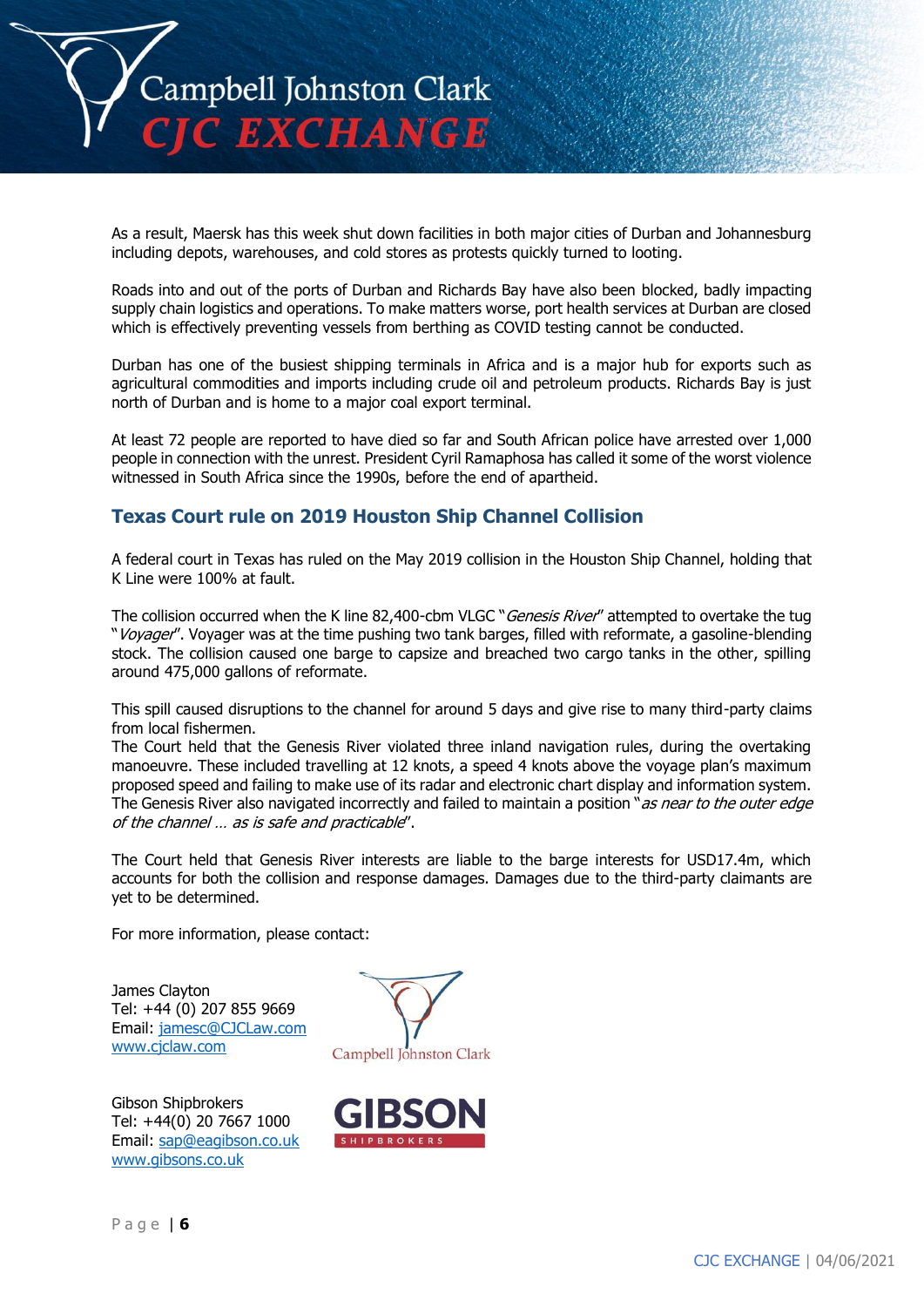As a result, Maersk has this week shut down facilities in both major cities of Durban and Johannesburg including depots, warehouses, and cold stores as protests quickly turned to looting.

Roads into and out of the ports of Durban and Richards Bay have also been blocked, badly impacting supply chain logistics and operations. To make matters worse, port health services at Durban are closed which is effectively preventing vessels from berthing as COVID testing cannot be conducted.

Durban has one of the busiest shipping terminals in Africa and is a major hub for exports such as agricultural commodities and imports including crude oil and petroleum products. Richards Bay is just north of Durban and is home to a major coal export terminal.

At least 72 people are reported to have died so far and South African police have arrested over 1,000 people in connection with the unrest. President Cyril Ramaphosa has called it some of the worst violence witnessed in South Africa since the 1990s, before the end of apartheid.

## Texas Court rule on 2019 Houston Ship Channel Collision

A federal court in Texas has ruled on the May 2019 collision in the Houston Ship Channel, holding that K Line were 100% at fault.

The collision occurred when the K line 82,400-cbm VLGC "*Genesis River*" attempted to overtake the tug "*Voyager*". Voyager was at the time pushing two tank barges, filled with reformate, a gasoline-blending stock. The collision caused one barge to capsize and breached two cargo tanks in the other, spilling around 475,000 gallons of reformate.

This spill caused disruptions to the channel for around 5 days and give rise to many third-party claims from local fishermen.

The Court held that the Genesis River violated three inland navigation rules, during the overtaking manoeuvre. These included travelling at 12 knots, a speed 4 knots above the voyage plan's maximum proposed speed and failing to make use of its radar and electronic chart display and information system. The Genesis River also navigated incorrectly and failed to maintain a position "*as near to the outer edge of the channel … as is safe and practicable*".

The Court held that Genesis River interests are liable to the barge interests for USD17.4m, which accounts for both the collision and response damages. Damages due to the third-party claimants are yet to be determined.

For more information, please contact:

James Clayton
Tel: +44 (0) 207 855 9669
Email: jamesc@CJCLaw.com
www.cjclaw.com

Gibson Shipbrokers
Tel: +44(0) 20 7667 1000
Email: sap@eagibson.co.uk
www.gibsons.co.uk